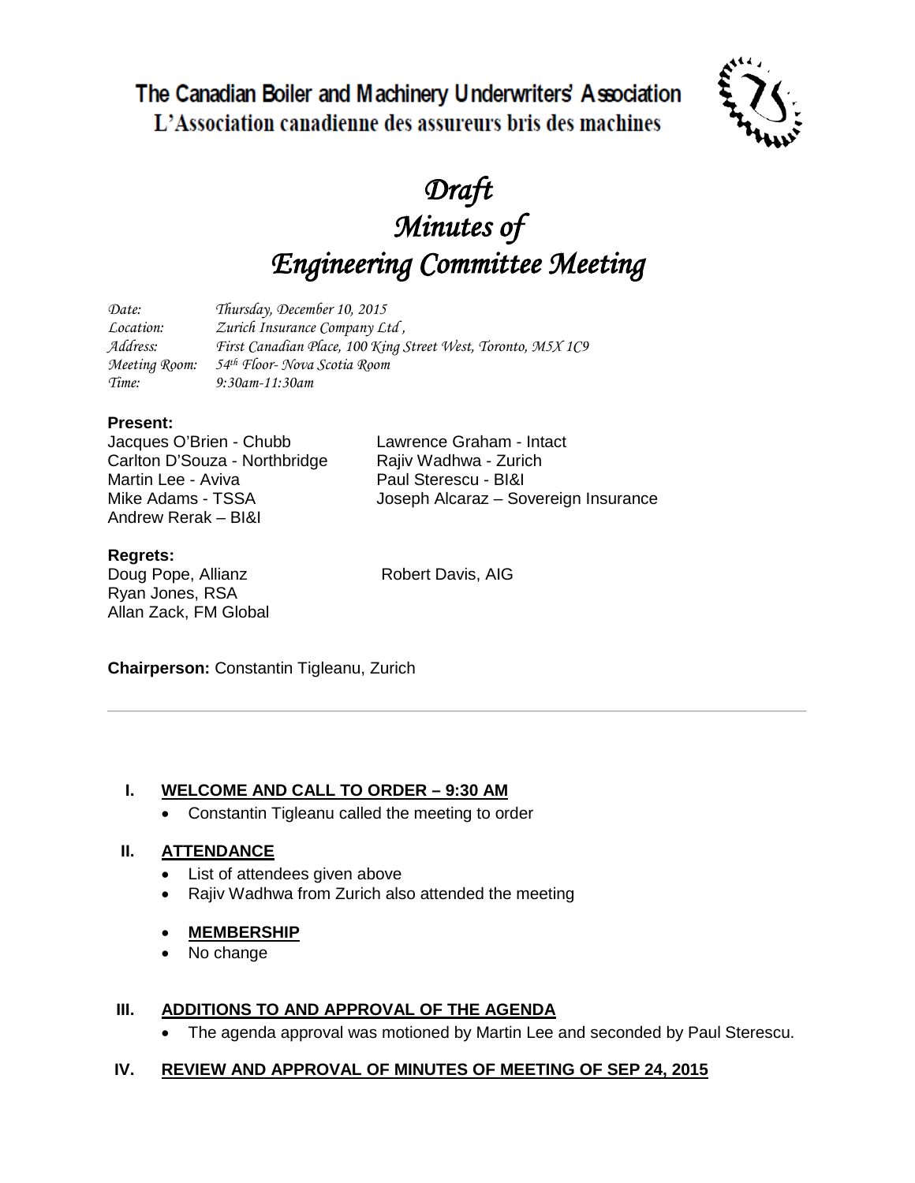The Canadian Boiler and Machinery Underwriters' Association

L'Association canadienne des assureurs bris des machines

# *Draft*
# *Minutes of*
# *Engineering Committee Meeting*

*Date:* *Thursday, December 10, 2015*
*Location:* *Zurich Insurance Company Ltd ,*
*Address:* *First Canadian Place, 100 King Street West, Toronto, M5X 1C9*
*Meeting Room:* *54th Floor- Nova Scotia Room*
*Time:* *9:30am-11:30am*

**Present:**

Jacques O'Brien - Chubb
Carlton D'Souza - Northbridge
Martin Lee - Aviva
Mike Adams - TSSA
Andrew Rerak – BI&I
Lawrence Graham - Intact
Rajiv Wadhwa - Zurich
Paul Sterescu - BI&I
Joseph Alcaraz – Sovereign Insurance

**Regrets:**

Doug Pope, Allianz
Ryan Jones, RSA
Allan Zack, FM Global
Robert Davis, AIG

**Chairperson:** Constantin Tigleanu, Zurich

---

## I. WELCOME AND CALL TO ORDER – 9:30 AM

- Constantin Tigleanu called the meeting to order

## II. ATTENDANCE

- List of attendees given above
- Rajiv Wadhwa from Zurich also attended the meeting
- **MEMBERSHIP**
- No change

## III. ADDITIONS TO AND APPROVAL OF THE AGENDA

- The agenda approval was motioned by Martin Lee and seconded by Paul Sterescu.

## IV. REVIEW AND APPROVAL OF MINUTES OF MEETING OF SEP 24, 2015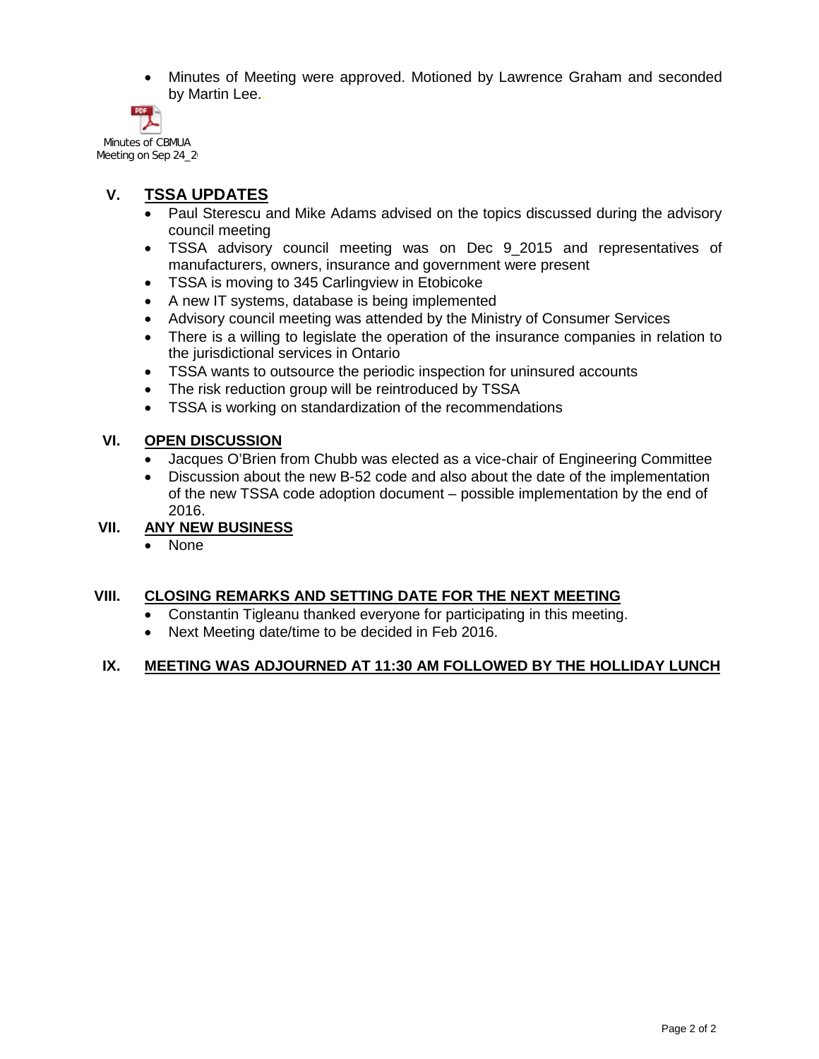- Minutes of Meeting were approved. Motioned by Lawrence Graham and seconded by Martin Lee.

Minutes of CBMUA Meeting on Sep 24_2

## V. TSSA UPDATES

- Paul Sterescu and Mike Adams advised on the topics discussed during the advisory council meeting
- TSSA advisory council meeting was on Dec 9_2015 and representatives of manufacturers, owners, insurance and government were present
- TSSA is moving to 345 Carlingview in Etobicoke
- A new IT systems, database is being implemented
- Advisory council meeting was attended by the Ministry of Consumer Services
- There is a willing to legislate the operation of the insurance companies in relation to the jurisdictional services in Ontario
- TSSA wants to outsource the periodic inspection for uninsured accounts
- The risk reduction group will be reintroduced by TSSA
- TSSA is working on standardization of the recommendations

## VI. OPEN DISCUSSION

- Jacques O'Brien from Chubb was elected as a vice-chair of Engineering Committee
- Discussion about the new B-52 code and also about the date of the implementation of the new TSSA code adoption document – possible implementation by the end of 2016.

## VII. ANY NEW BUSINESS

- None

## VIII. CLOSING REMARKS AND SETTING DATE FOR THE NEXT MEETING

- Constantin Tigleanu thanked everyone for participating in this meeting.
- Next Meeting date/time to be decided in Feb 2016.

## IX. MEETING WAS ADJOURNED AT 11:30 AM FOLLOWED BY THE HOLLIDAY LUNCH